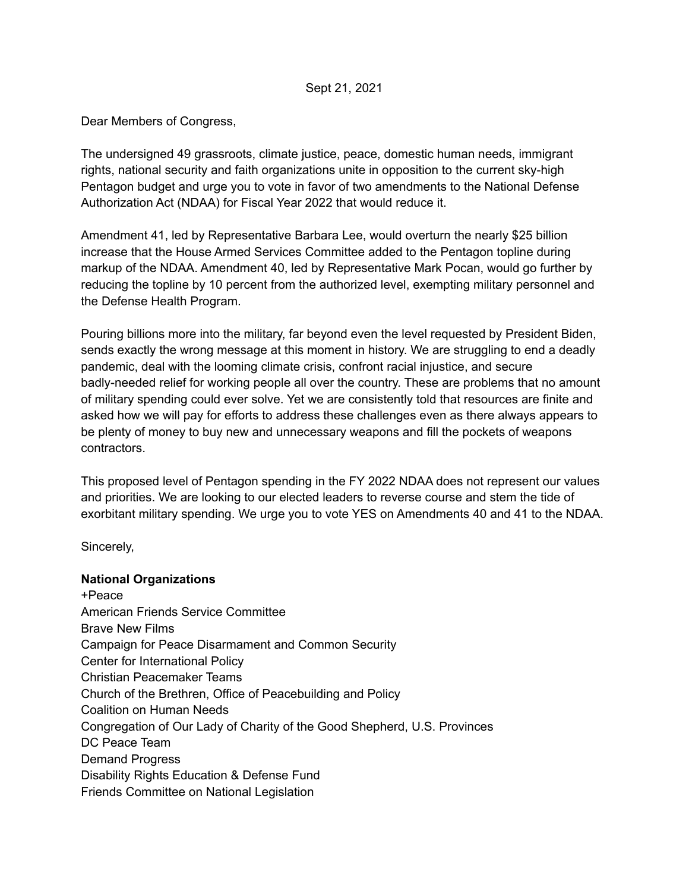Sept 21, 2021

Dear Members of Congress,

The undersigned 49 grassroots, climate justice, peace, domestic human needs, immigrant rights, national security and faith organizations unite in opposition to the current sky-high Pentagon budget and urge you to vote in favor of two amendments to the National Defense Authorization Act (NDAA) for Fiscal Year 2022 that would reduce it.

Amendment 41, led by Representative Barbara Lee, would overturn the nearly $25 billion increase that the House Armed Services Committee added to the Pentagon topline during markup of the NDAA. Amendment 40, led by Representative Mark Pocan, would go further by reducing the topline by 10 percent from the authorized level, exempting military personnel and the Defense Health Program.

Pouring billions more into the military, far beyond even the level requested by President Biden, sends exactly the wrong message at this moment in history. We are struggling to end a deadly pandemic, deal with the looming climate crisis, confront racial injustice, and secure badly-needed relief for working people all over the country. These are problems that no amount of military spending could ever solve. Yet we are consistently told that resources are finite and asked how we will pay for efforts to address these challenges even as there always appears to be plenty of money to buy new and unnecessary weapons and fill the pockets of weapons contractors.

This proposed level of Pentagon spending in the FY 2022 NDAA does not represent our values and priorities. We are looking to our elected leaders to reverse course and stem the tide of exorbitant military spending. We urge you to vote YES on Amendments 40 and 41 to the NDAA.

Sincerely,

**National Organizations**

+Peace
American Friends Service Committee
Brave New Films
Campaign for Peace Disarmament and Common Security
Center for International Policy
Christian Peacemaker Teams
Church of the Brethren, Office of Peacebuilding and Policy
Coalition on Human Needs
Congregation of Our Lady of Charity of the Good Shepherd, U.S. Provinces
DC Peace Team
Demand Progress
Disability Rights Education & Defense Fund
Friends Committee on National Legislation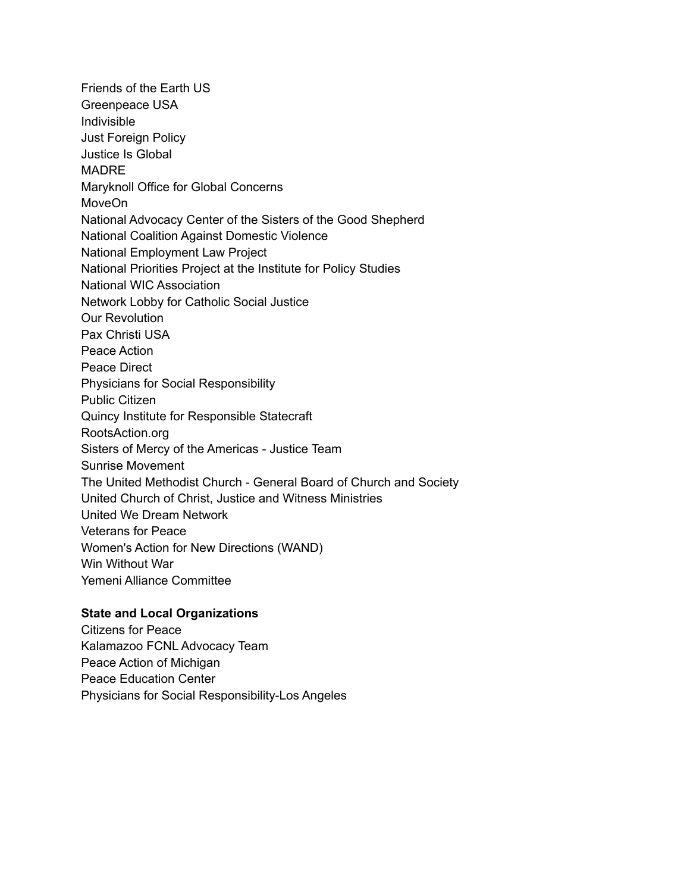Friends of the Earth US
Greenpeace USA
Indivisible
Just Foreign Policy
Justice Is Global
MADRE
Maryknoll Office for Global Concerns
MoveOn
National Advocacy Center of the Sisters of the Good Shepherd
National Coalition Against Domestic Violence
National Employment Law Project
National Priorities Project at the Institute for Policy Studies
National WIC Association
Network Lobby for Catholic Social Justice
Our Revolution
Pax Christi USA
Peace Action
Peace Direct
Physicians for Social Responsibility
Public Citizen
Quincy Institute for Responsible Statecraft
RootsAction.org
Sisters of Mercy of the Americas - Justice Team
Sunrise Movement
The United Methodist Church - General Board of Church and Society
United Church of Christ, Justice and Witness Ministries
United We Dream Network
Veterans for Peace
Women's Action for New Directions (WAND)
Win Without War
Yemeni Alliance Committee

**State and Local Organizations**
Citizens for Peace
Kalamazoo FCNL Advocacy Team
Peace Action of Michigan
Peace Education Center
Physicians for Social Responsibility-Los Angeles